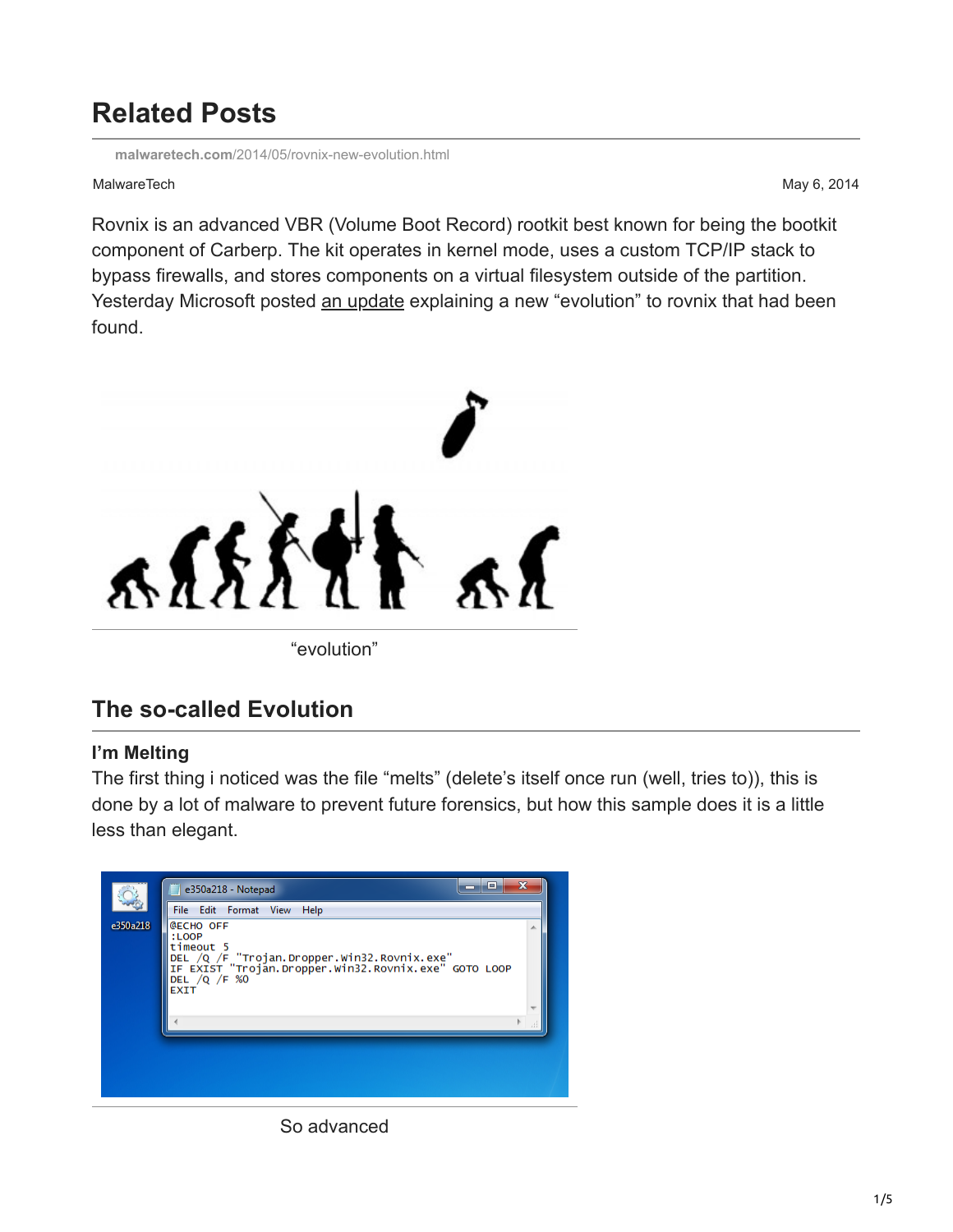# Related Posts

malwaretech.com/2014/05/rovnix-new-evolution.html

MalwareTech

May 6, 2014

Rovnix is an advanced VBR (Volume Boot Record) rootkit best known for being the bootkit component of Carberp. The kit operates in kernel mode, uses a custom TCP/IP stack to bypass firewalls, and stores components on a virtual filesystem outside of the partition. Yesterday Microsoft posted an update explaining a new "evolution" to rovnix that had been found.

"evolution"

## The so-called Evolution

### I'm Melting

The first thing i noticed was the file "melts" (delete's itself once run (well, tries to)), this is done by a lot of malware to prevent future forensics, but how this sample does it is a little less than elegant.

```
@ECHO OFF
:LOOP
timeout 5
DEL /Q /F "Trojan.Dropper.Win32.Rovnix.exe"
IF EXIST "Trojan.Dropper.Win32.Rovnix.exe" GOTO LOOP
DEL /Q /F %0
EXIT
```

So advanced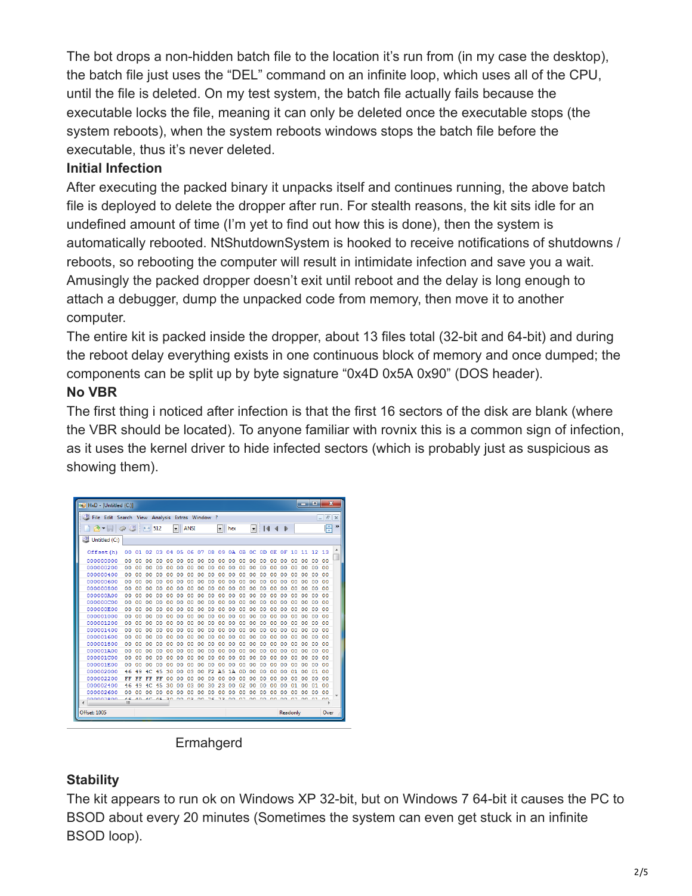The bot drops a non-hidden batch file to the location it's run from (in my case the desktop), the batch file just uses the "DEL" command on an infinite loop, which uses all of the CPU, until the file is deleted. On my test system, the batch file actually fails because the executable locks the file, meaning it can only be deleted once the executable stops (the system reboots), when the system reboots windows stops the batch file before the executable, thus it's never deleted.

**Initial Infection**

After executing the packed binary it unpacks itself and continues running, the above batch file is deployed to delete the dropper after run. For stealth reasons, the kit sits idle for an undefined amount of time (I'm yet to find out how this is done), then the system is automatically rebooted. NtShutdownSystem is hooked to receive notifications of shutdowns / reboots, so rebooting the computer will result in intimidate infection and save you a wait. Amusingly the packed dropper doesn't exit until reboot and the delay is long enough to attach a debugger, dump the unpacked code from memory, then move it to another computer.

The entire kit is packed inside the dropper, about 13 files total (32-bit and 64-bit) and during the reboot delay everything exists in one continuous block of memory and once dumped; the components can be split up by byte signature "0x4D 0x5A 0x90" (DOS header).

**No VBR**

The first thing i noticed after infection is that the first 16 sectors of the disk are blank (where the VBR should be located). To anyone familiar with rovnix this is a common sign of infection, as it uses the kernel driver to hide infected sectors (which is probably just as suspicious as showing them).

Ermahgerd

**Stability**

The kit appears to run ok on Windows XP 32-bit, but on Windows 7 64-bit it causes the PC to BSOD about every 20 minutes (Sometimes the system can even get stuck in an infinite BSOD loop).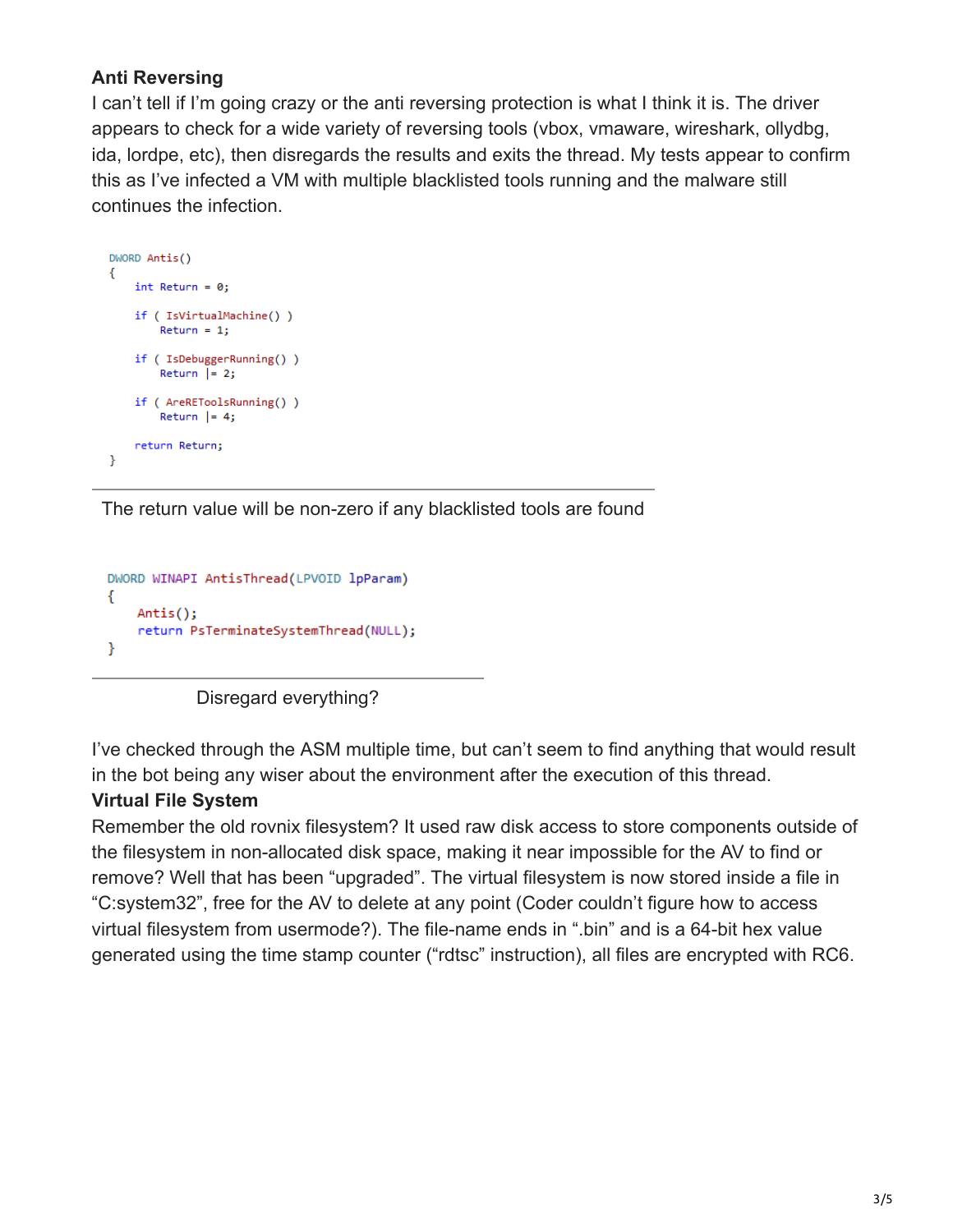**Anti Reversing**

I can't tell if I'm going crazy or the anti reversing protection is what I think it is. The driver appears to check for a wide variety of reversing tools (vbox, vmaware, wireshark, ollydbg, ida, lordpe, etc), then disregards the results and exits the thread. My tests appear to confirm this as I've infected a VM with multiple blacklisted tools running and the malware still continues the infection.

```
DWORD Antis()
{
    int Return = 0;

    if ( IsVirtualMachine() )
        Return = 1;

    if ( IsDebuggerRunning() )
        Return |= 2;

    if ( AreREToolsRunning() )
        Return |= 4;

    return Return;
}
```

The return value will be non-zero if any blacklisted tools are found

```
DWORD WINAPI AntisThread(LPVOID lpParam)
{
    Antis();
    return PsTerminateSystemThread(NULL);
}
```

Disregard everything?

I've checked through the ASM multiple time, but can't seem to find anything that would result in the bot being any wiser about the environment after the execution of this thread.

**Virtual File System**

Remember the old rovnix filesystem? It used raw disk access to store components outside of the filesystem in non-allocated disk space, making it near impossible for the AV to find or remove? Well that has been "upgraded". The virtual filesystem is now stored inside a file in "C:system32", free for the AV to delete at any point (Coder couldn't figure how to access virtual filesystem from usermode?). The file-name ends in ".bin" and is a 64-bit hex value generated using the time stamp counter ("rdtsc" instruction), all files are encrypted with RC6.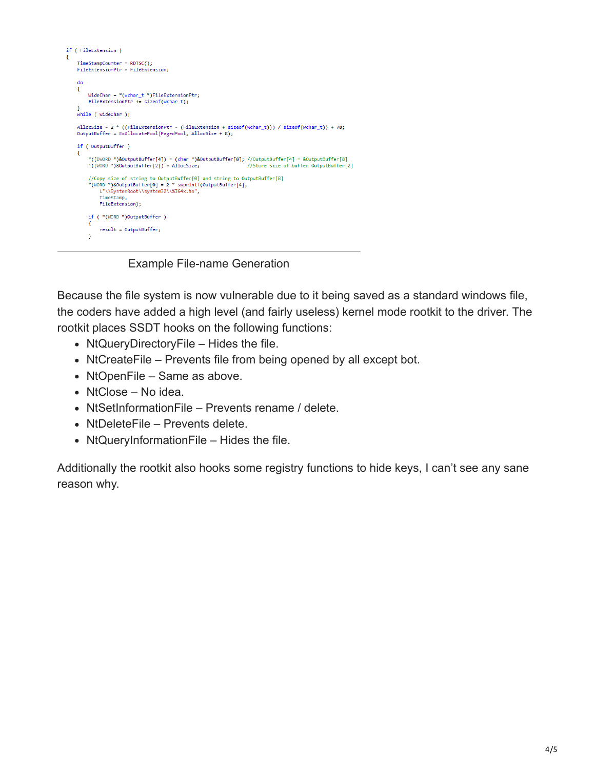```c
if ( FileExtension )
{
    TimeStampCounter = RDTSC();
    FileExtensionPtr = FileExtension;

    do
    {
        WideChar = *(wchar_t *)FileExtensionPtr;
        FileExtensionPtr += sizeof(wchar_t);
    }
    while ( WideChar );

    AllocSize = 2 * ((FileExtensionPtr - (FileExtension + sizeof(wchar_t))) / sizeof(wchar_t)) + 78;
    OutputBuffer = ExAllocatePool(PagedPool, AllocSize + 8);

    if ( OutputBuffer )
    {
        *((DWORD *)&OutputBuffer[4]) = (char *)&OutputBuffer[8]; //OutputBuffer[4] = &OutputBuffer[8]
        *((WORD *)&OutputBuffer[2]) = AllocSize;                  //Store size of buffer OutputBuffer[2]

        //Copy size of string to OutputBuffer[0] and string to OutputBuffer[8]
        *(WORD *)&OutputBuffer[0] = 2 * swprintf(OutputBuffer[4],
            L"\\SystemRoot\\system32\\%I64x.%s",
            TimeStamp,
            FileExtension);

        if ( *(WORD *)OutputBuffer )
        {
            result = OutputBuffer;
        }
```

Example File-name Generation

Because the file system is now vulnerable due to it being saved as a standard windows file, the coders have added a high level (and fairly useless) kernel mode rootkit to the driver. The rootkit places SSDT hooks on the following functions:

- NtQueryDirectoryFile – Hides the file.
- NtCreateFile – Prevents file from being opened by all except bot.
- NtOpenFile – Same as above.
- NtClose – No idea.
- NtSetInformationFile – Prevents rename / delete.
- NtDeleteFile – Prevents delete.
- NtQueryInformationFile – Hides the file.

Additionally the rootkit also hooks some registry functions to hide keys, I can't see any sane reason why.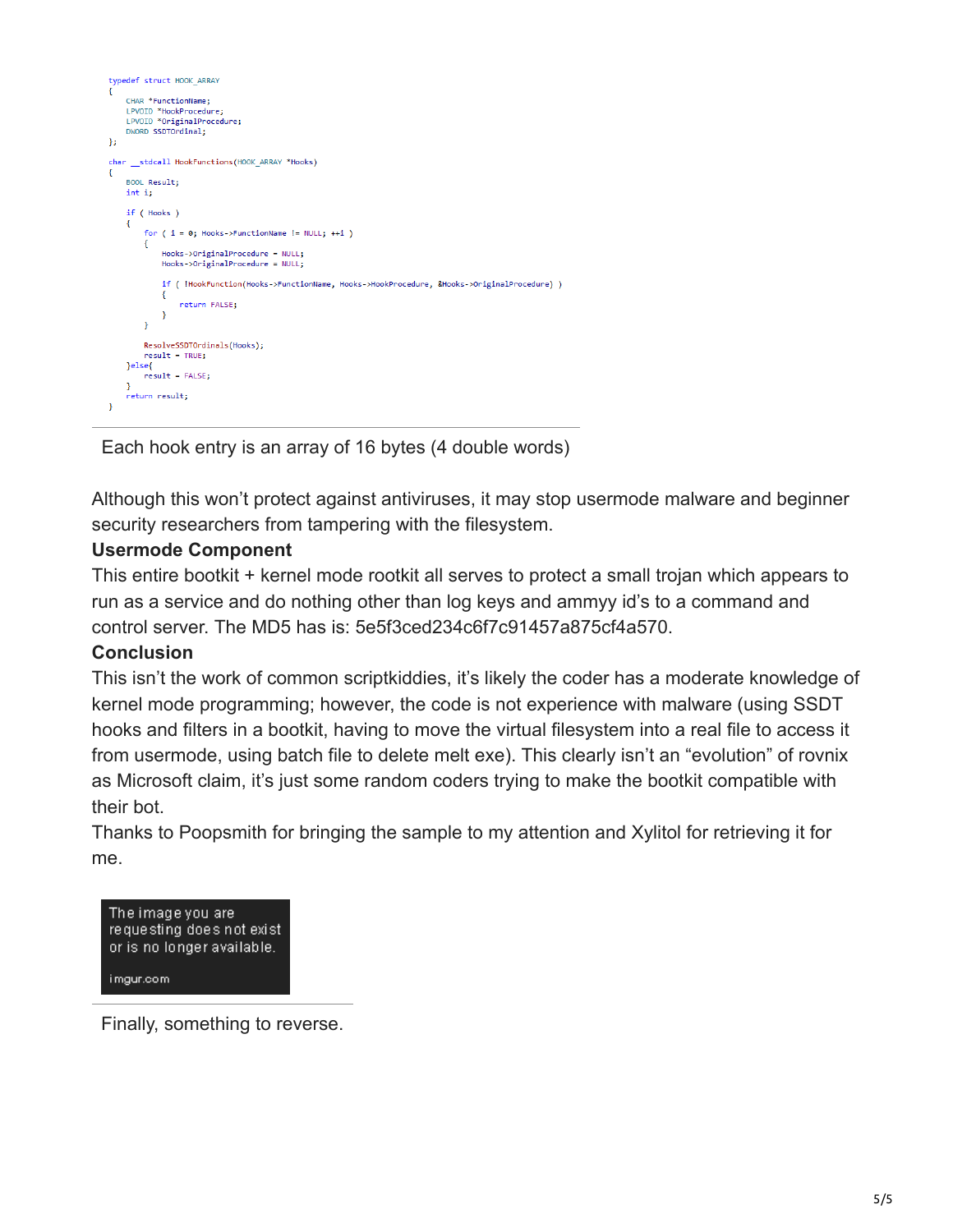```c
typedef struct HOOK_ARRAY
{
    CHAR *FunctionName;
    LPVOID *HookProcedure;
    LPVOID *OriginalProcedure;
    DWORD SSDTOrdinal;
};

char __stdcall HookFunctions(HOOK_ARRAY *Hooks)
{
    BOOL Result;
    int i;

    if ( Hooks )
    {
        for ( i = 0; Hooks->FunctionName != NULL; ++i )
        {
            Hooks->OriginalProcedure = NULL;
            Hooks->OriginalProcedure = NULL;

            if ( !HookFunction(Hooks->FunctionName, Hooks->HookProcedure, &Hooks->OriginalProcedure) )
            {
                return FALSE;
            }
        }

        ResolveSSDTOrdinals(Hooks);
        result = TRUE;
    }else{
        result = FALSE;
    }
    return result;
}
```

Each hook entry is an array of 16 bytes (4 double words)

Although this won't protect against antiviruses, it may stop usermode malware and beginner security researchers from tampering with the filesystem.

**Usermode Component**

This entire bootkit + kernel mode rootkit all serves to protect a small trojan which appears to run as a service and do nothing other than log keys and ammyy id's to a command and control server. The MD5 has is: 5e5f3ced234c6f7c91457a875cf4a570.

**Conclusion**

This isn't the work of common scriptkiddies, it's likely the coder has a moderate knowledge of kernel mode programming; however, the code is not experience with malware (using SSDT hooks and filters in a bootkit, having to move the virtual filesystem into a real file to access it from usermode, using batch file to delete melt exe). This clearly isn't an "evolution" of rovnix as Microsoft claim, it's just some random coders trying to make the bootkit compatible with their bot.

Thanks to Poopsmith for bringing the sample to my attention and Xylitol for retrieving it for me.

The image you are requesting does not exist or is no longer available.

imgur.com

Finally, something to reverse.